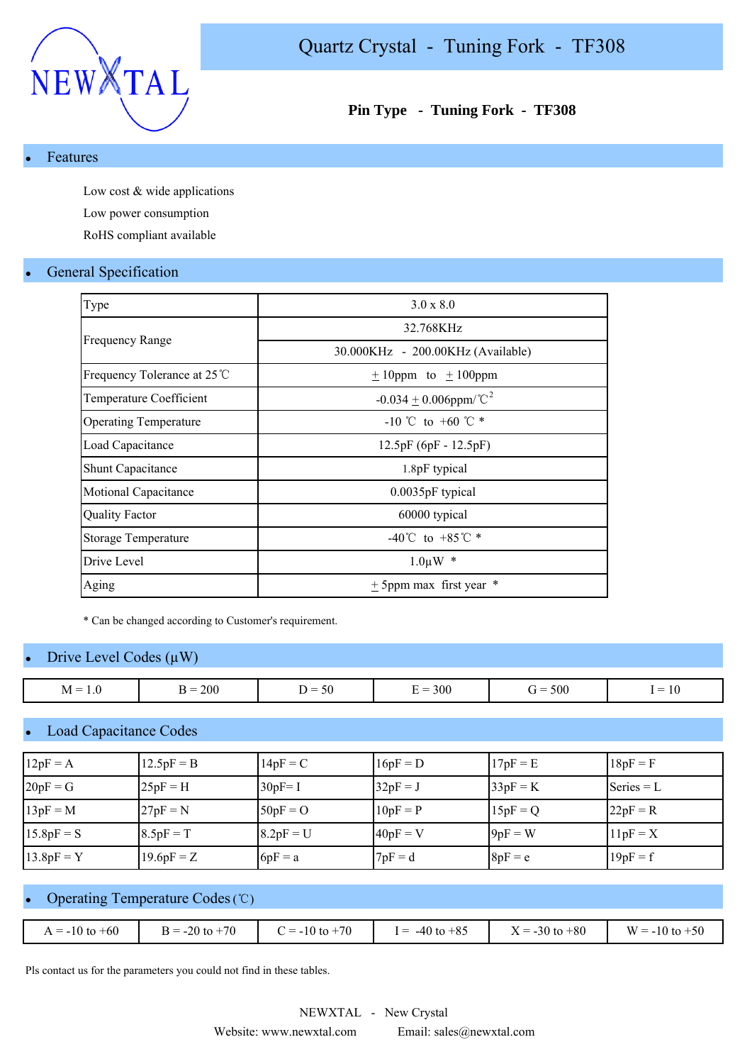# Quartz Crystal - Tuning Fork - TF308

**Pin Type - Tuning Fork - TF308**

## Features

Low cost & wide applications

Low power consumption

RoHS compliant available

## General Specification

| | |
|---|---|
| Type | 3.0 x 8.0 |
| Frequency Range | 32.768KHz |
| | 30.000KHz - 200.00KHz (Available) |
| Frequency Tolerance at 25℃ | ± 10ppm to ± 100ppm |
| Temperature Coefficient | -0.034 ± 0.006ppm/℃$^2$ |
| Operating Temperature | -10 ℃ to +60 ℃ * |
| Load Capacitance | 12.5pF (6pF - 12.5pF) |
| Shunt Capacitance | 1.8pF typical |
| Motional Capacitance | 0.0035pF typical |
| Quality Factor | 60000 typical |
| Storage Temperature | -40℃ to +85℃ * |
| Drive Level | 1.0µW * |
| Aging | ± 5ppm max first year * |

* Can be changed according to Customer's requirement.

## Drive Level Codes (µW)

| | | | | | |
|---|---|---|---|---|---|
| M = 1.0 | B = 200 | D = 50 | E = 300 | G = 500 | I = 10 |

## Load Capacitance Codes

| | | | | | |
|---|---|---|---|---|---|
| 12pF = A | 12.5pF = B | 14pF = C | 16pF = D | 17pF = E | 18pF = F |
| 20pF = G | 25pF = H | 30pF= I | 32pF = J | 33pF = K | Series = L |
| 13pF = M | 27pF = N | 50pF = O | 10pF = P | 15pF = Q | 22pF = R |
| 15.8pF = S | 8.5pF = T | 8.2pF = U | 40pF = V | 9pF = W | 11pF = X |
| 13.8pF = Y | 19.6pF = Z | 6pF = a | 7pF = d | 8pF = e | 19pF = f |

## Operating Temperature Codes (℃)

| | | | | | |
|---|---|---|---|---|---|
| A = -10 to +60 | B = -20 to +70 | C = -10 to +70 | I = -40 to +85 | X = -30 to +80 | W = -10 to +50 |

Pls contact us for the parameters you could not find in these tables.

NEWXTAL - New Crystal

Website: www.newxtal.com Email: sales@newxtal.com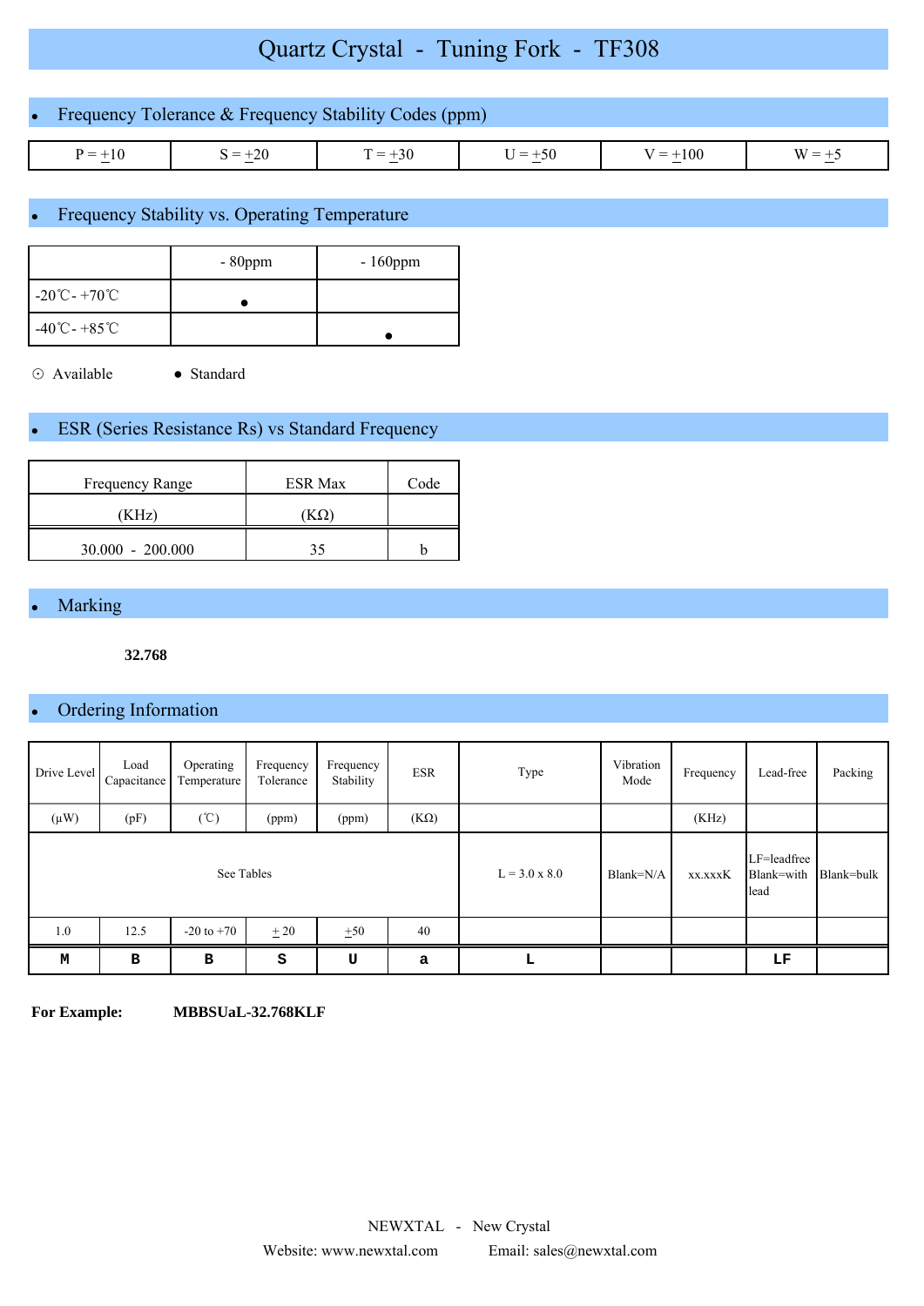# Quartz Crystal - Tuning Fork - TF308

## Frequency Tolerance & Frequency Stability Codes (ppm)

| P = ±10 | S = ±20 | T = ±30 | U = ±50 | V = ±100 | W = ±5 |
|---|---|---|---|---|---|

## Frequency Stability vs. Operating Temperature

| | - 80ppm | - 160ppm |
|---|---|---|
| -20℃- +70℃ | ● | |
| -40℃- +85℃ | | ● |

⊙ Available ● Standard

## ESR (Series Resistance Rs) vs Standard Frequency

| Frequency Range | ESR Max | Code |
|---|---|---|
| (KHz) | (KΩ) | |
| 30.000 - 200.000 | 35 | b |

## Marking

**32.768**

## Ordering Information

| Drive Level | Load Capacitance | Operating Temperature | Frequency Tolerance | Frequency Stability | ESR | Type | Vibration Mode | Frequency | Lead-free | Packing |
|---|---|---|---|---|---|---|---|---|---|---|
| (μW) | (pF) | (℃) | (ppm) | (ppm) | (KΩ) | | | (KHz) | | |
| See Tables | | | | | | L = 3.0 x 8.0 | Blank=N/A | xx.xxxK | LF=leadfree Blank=with lead | Blank=bulk |
| 1.0 | 12.5 | -20 to +70 | ± 20 | ±50 | 40 | | | | | |
| M | B | B | S | U | a | L | | | LF | |

**For Example:** **MBBSUaL-32.768KLF**

NEWXTAL - New Crystal

Website: www.newxtal.com Email: sales@newxtal.com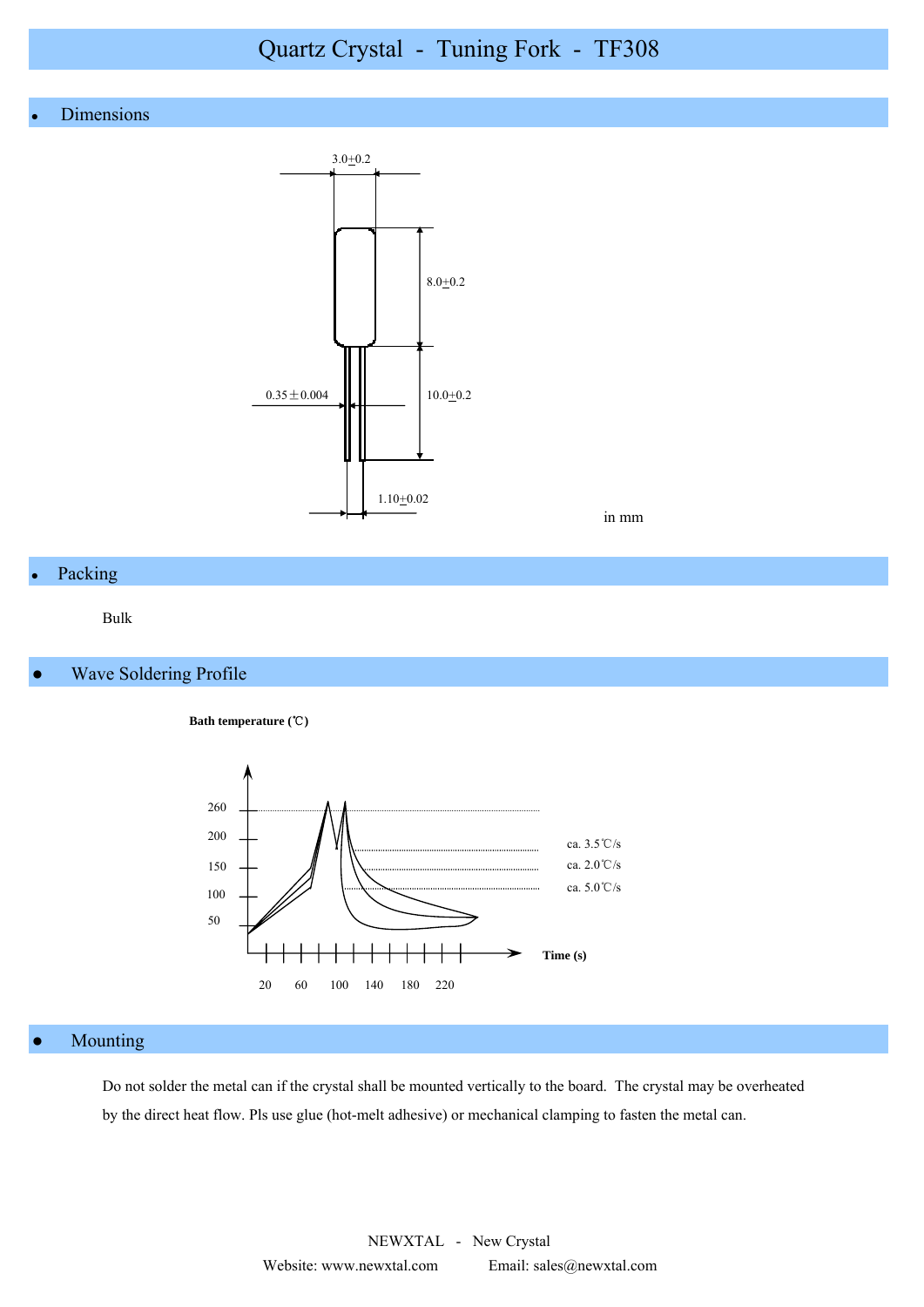# Quartz Crystal - Tuning Fork - TF308

## Dimensions

3.0±0.2

8.0±0.2

0.35±0.004

10.0±0.2

1.10±0.02

in mm

## Packing

Bulk

## Wave Soldering Profile

**Bath temperature (℃)**

260

200

150

100

50

ca. 3.5℃/s

ca. 2.0℃/s

ca. 5.0℃/s

20 60 100 140 180 220

**Time (s)**

## Mounting

Do not solder the metal can if the crystal shall be mounted vertically to the board. The crystal may be overheated by the direct heat flow. Pls use glue (hot-melt adhesive) or mechanical clamping to fasten the metal can.

NEWXTAL - New Crystal

Website: www.newxtal.com Email: sales@newxtal.com